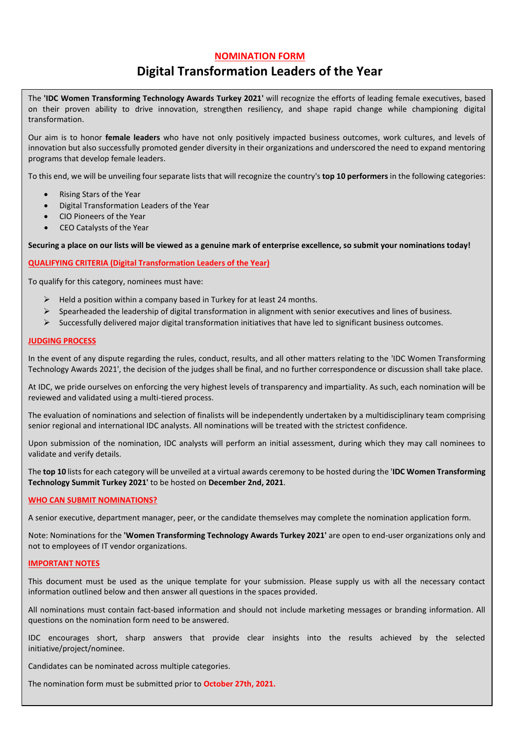## NOMINATION FORM

# Digital Transformation Leaders of the Year

The **'IDC Women Transforming Technology Awards Turkey 2021'** will recognize the efforts of leading female executives, based on their proven ability to drive innovation, strengthen resiliency, and shape rapid change while championing digital transformation.

Our aim is to honor **female leaders** who have not only positively impacted business outcomes, work cultures, and levels of innovation but also successfully promoted gender diversity in their organizations and underscored the need to expand mentoring programs that develop female leaders.

To this end, we will be unveiling four separate lists that will recognize the country's **top 10 performers** in the following categories:

- Rising Stars of the Year
- Digital Transformation Leaders of the Year
- CIO Pioneers of the Year
- CEO Catalysts of the Year

**Securing a place on our lists will be viewed as a genuine mark of enterprise excellence, so submit your nominations today!**

### QUALIFYING CRITERIA (Digital Transformation Leaders of the Year)

To qualify for this category, nominees must have:

- Held a position within a company based in Turkey for at least 24 months.
- Spearheaded the leadership of digital transformation in alignment with senior executives and lines of business.
- Successfully delivered major digital transformation initiatives that have led to significant business outcomes.

### JUDGING PROCESS

In the event of any dispute regarding the rules, conduct, results, and all other matters relating to the 'IDC Women Transforming Technology Awards 2021', the decision of the judges shall be final, and no further correspondence or discussion shall take place.

At IDC, we pride ourselves on enforcing the very highest levels of transparency and impartiality. As such, each nomination will be reviewed and validated using a multi-tiered process.

The evaluation of nominations and selection of finalists will be independently undertaken by a multidisciplinary team comprising senior regional and international IDC analysts. All nominations will be treated with the strictest confidence.

Upon submission of the nomination, IDC analysts will perform an initial assessment, during which they may call nominees to validate and verify details.

The **top 10** lists for each category will be unveiled at a virtual awards ceremony to be hosted during the **'IDC Women Transforming Technology Summit Turkey 2021'** to be hosted on **December 2nd, 2021**.

### WHO CAN SUBMIT NOMINATIONS?

A senior executive, department manager, peer, or the candidate themselves may complete the nomination application form.

Note: Nominations for the **'Women Transforming Technology Awards Turkey 2021'** are open to end-user organizations only and not to employees of IT vendor organizations.

### IMPORTANT NOTES

This document must be used as the unique template for your submission. Please supply us with all the necessary contact information outlined below and then answer all questions in the spaces provided.

All nominations must contain fact-based information and should not include marketing messages or branding information. All questions on the nomination form need to be answered.

IDC encourages short, sharp answers that provide clear insights into the results achieved by the selected initiative/project/nominee.

Candidates can be nominated across multiple categories.

The nomination form must be submitted prior to **October 27th, 2021.**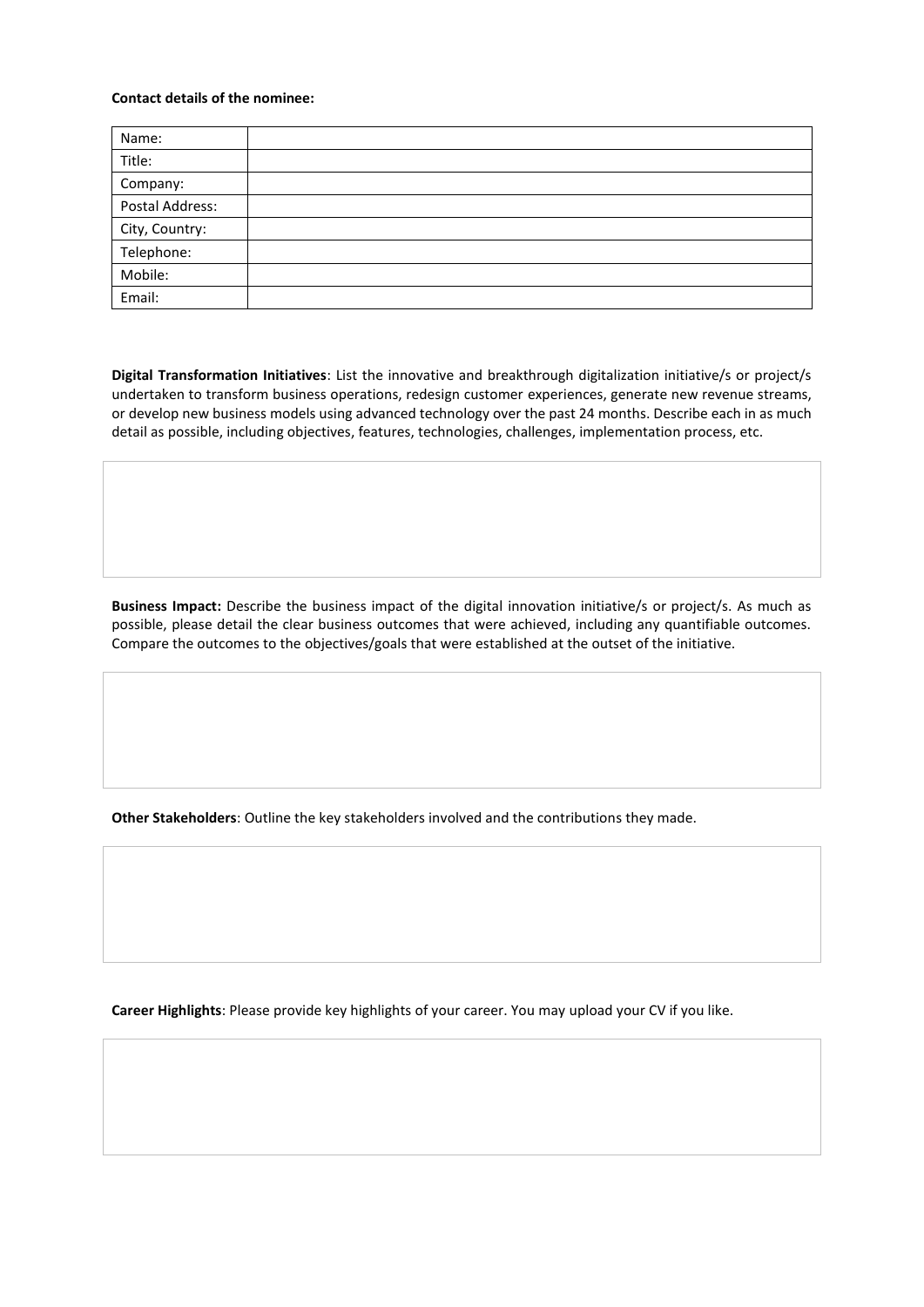**Contact details of the nominee:**

| | |
|---|---|
| Name: | |
| Title: | |
| Company: | |
| Postal Address: | |
| City, Country: | |
| Telephone: | |
| Mobile: | |
| Email: | |

**Digital Transformation Initiatives**: List the innovative and breakthrough digitalization initiative/s or project/s undertaken to transform business operations, redesign customer experiences, generate new revenue streams, or develop new business models using advanced technology over the past 24 months. Describe each in as much detail as possible, including objectives, features, technologies, challenges, implementation process, etc.

**Business Impact:** Describe the business impact of the digital innovation initiative/s or project/s. As much as possible, please detail the clear business outcomes that were achieved, including any quantifiable outcomes. Compare the outcomes to the objectives/goals that were established at the outset of the initiative.

**Other Stakeholders**: Outline the key stakeholders involved and the contributions they made.

**Career Highlights**: Please provide key highlights of your career. You may upload your CV if you like.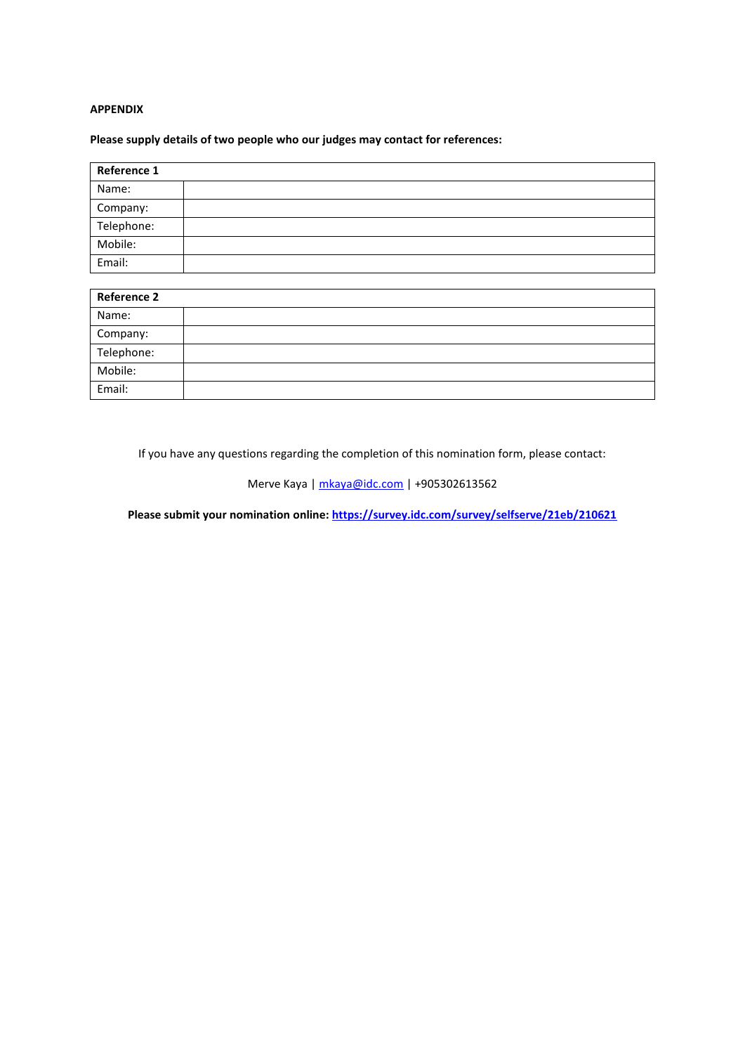**APPENDIX**

**Please supply details of two people who our judges may contact for references:**

| **Reference 1** | |
|---|---|
| Name: | |
| Company: | |
| Telephone: | |
| Mobile: | |
| Email: | |

| **Reference 2** | |
|---|---|
| Name: | |
| Company: | |
| Telephone: | |
| Mobile: | |
| Email: | |

If you have any questions regarding the completion of this nomination form, please contact:

Merve Kaya | mkaya@idc.com | +905302613562

**Please submit your nomination online: https://survey.idc.com/survey/selfserve/21eb/210621**